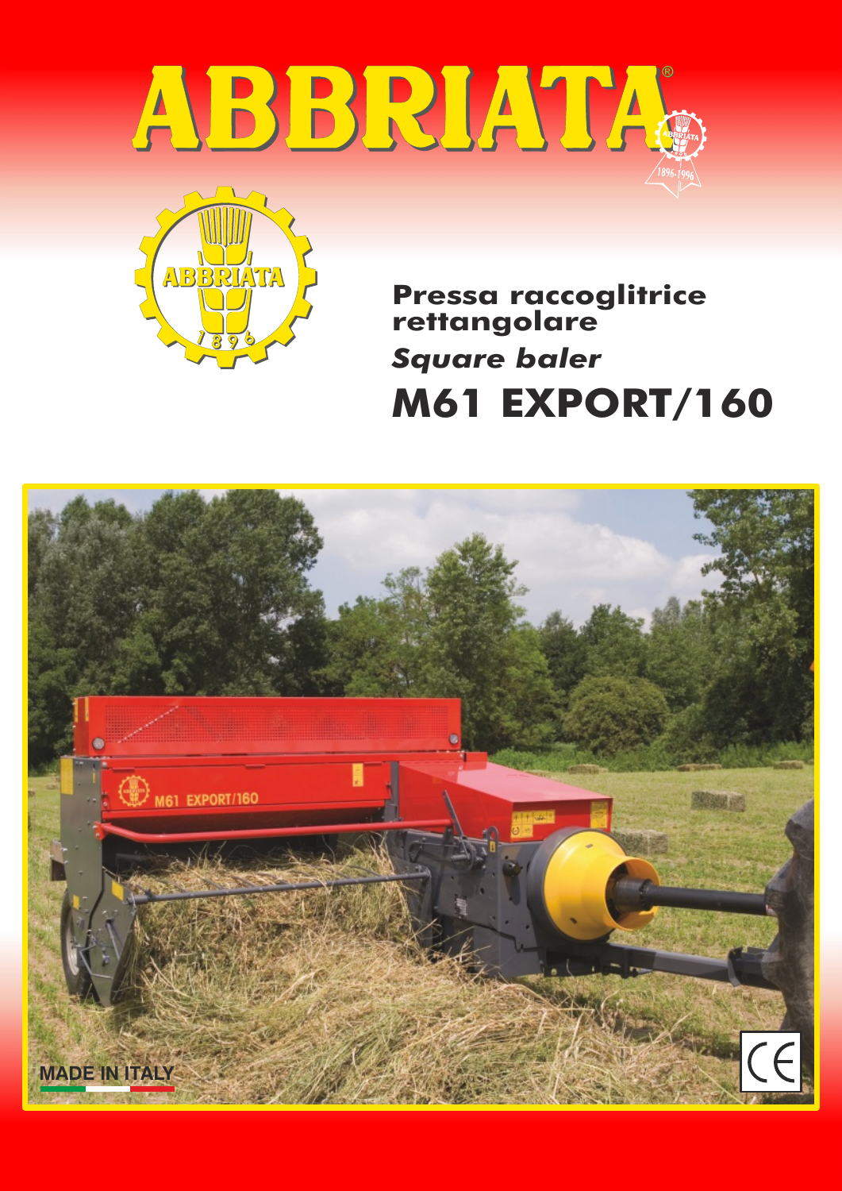# ABBRIATA®

## Pressa raccoglitrice rettangolare

*Square baler*

# M61 EXPORT/160

MADE IN ITALY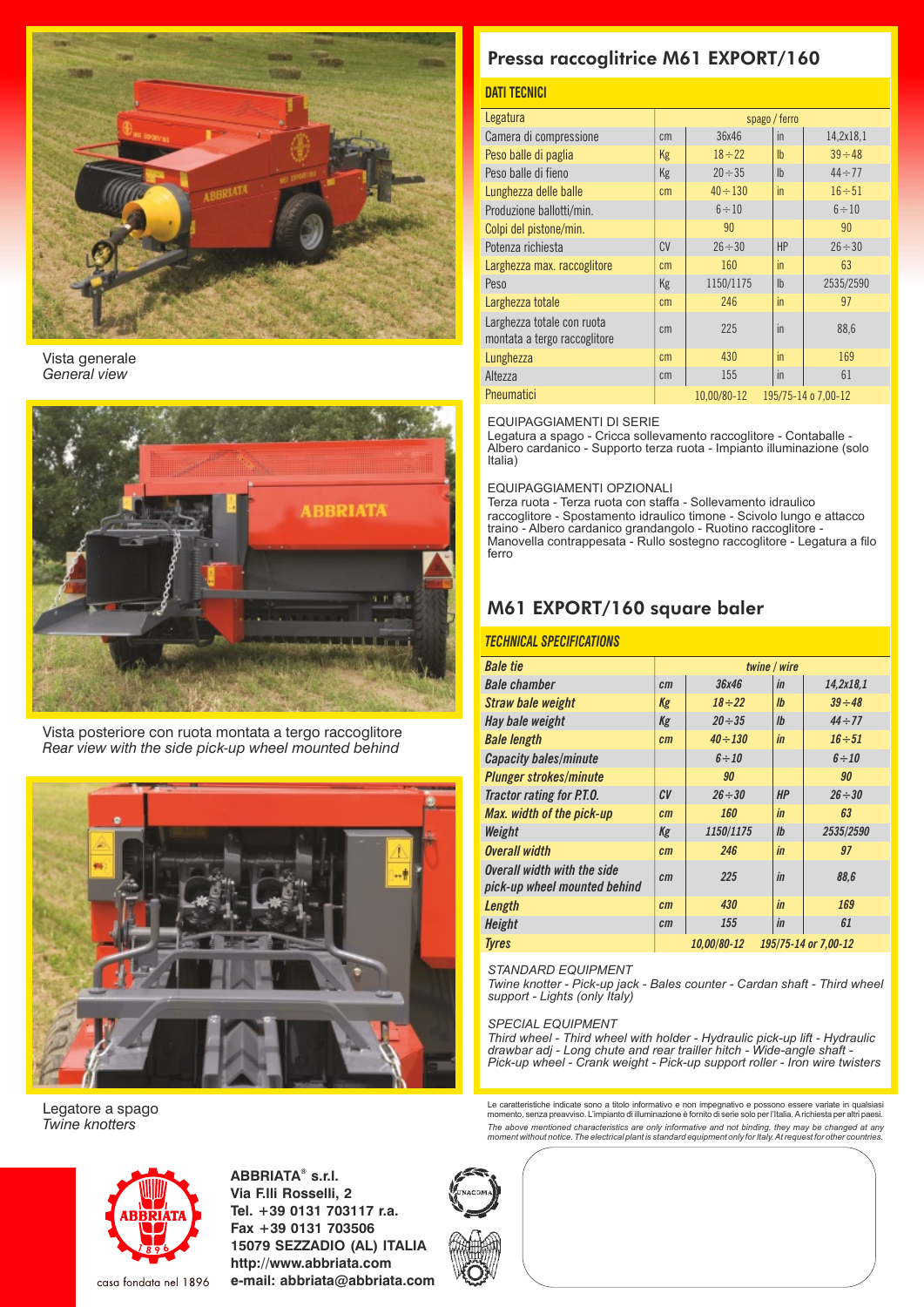Vista generale
*General view*

Vista posteriore con ruota montata a tergo raccoglitore
*Rear view with the side pick-up wheel mounted behind*

Legatore a spago
*Twine knotters*

## Pressa raccoglitrice M61 EXPORT/160

### DATI TECNICI

| | | | | |
|---|---|---|---|---|
| Legatura | spago / ferro | | | |
| Camera di compressione | cm | 36x46 | in | 14,2x18,1 |
| Peso balle di paglia | Kg | 18÷22 | lb | 39÷48 |
| Peso balle di fieno | Kg | 20÷35 | lb | 44÷77 |
| Lunghezza delle balle | cm | 40÷130 | in | 16÷51 |
| Produzione ballotti/min. | | 6÷10 | | 6÷10 |
| Colpi del pistone/min. | | 90 | | 90 |
| Potenza richiesta | CV | 26÷30 | HP | 26÷30 |
| Larghezza max. raccoglitore | cm | 160 | in | 63 |
| Peso | Kg | 1150/1175 | lb | 2535/2590 |
| Larghezza totale | cm | 246 | in | 97 |
| Larghezza totale con ruota montata a tergo raccoglitore | cm | 225 | in | 88,6 |
| Lunghezza | cm | 430 | in | 169 |
| Altezza | cm | 155 | in | 61 |
| Pneumatici | 10,00/80-12 | 195/75-14 o 7,00-12 | | |

EQUIPAGGIAMENTI DI SERIE
Legatura a spago - Cricca sollevamento raccoglitore - Contaballe - Albero cardanico - Supporto terza ruota - Impianto illuminazione (solo Italia)

EQUIPAGGIAMENTI OPZIONALI
Terza ruota - Terza ruota con staffa - Sollevamento idraulico raccoglitore - Spostamento idraulico timone - Scivolo lungo e attacco traino - Albero cardanico grandangolo - Ruotino raccoglitore - Manovella contrappesata - Rullo sostegno raccoglitore - Legatura a filo ferro

## M61 EXPORT/160 square baler

### *TECHNICAL SPECIFICATIONS*

| | | | | |
|---|---|---|---|---|
| ***Bale tie*** | *twine / wire* | | | |
| ***Bale chamber*** | *cm* | *36x46* | *in* | *14,2x18,1* |
| ***Straw bale weight*** | *Kg* | *18÷22* | *lb* | *39÷48* |
| ***Hay bale weight*** | *Kg* | *20÷35* | *lb* | *44÷77* |
| ***Bale length*** | *cm* | *40÷130* | *in* | *16÷51* |
| ***Capacity bales/minute*** | | *6÷10* | | *6÷10* |
| ***Plunger strokes/minute*** | | *90* | | *90* |
| ***Tractor rating for P.T.O.*** | *CV* | *26÷30* | *HP* | *26÷30* |
| ***Max. width of the pick-up*** | *cm* | *160* | *in* | *63* |
| ***Weight*** | *Kg* | *1150/1175* | *lb* | *2535/2590* |
| ***Overall width*** | *cm* | *246* | *in* | *97* |
| ***Overall width with the side pick-up wheel mounted behind*** | *cm* | *225* | *in* | *88,6* |
| ***Length*** | *cm* | *430* | *in* | *169* |
| ***Height*** | *cm* | *155* | *in* | *61* |
| ***Tyres*** | *10,00/80-12* | *195/75-14 or 7,00-12* | | |

*STANDARD EQUIPMENT*
*Twine knotter - Pick-up jack - Bales counter - Cardan shaft - Third wheel support - Lights (only Italy)*

*SPECIAL EQUIPMENT*
*Third wheel - Third wheel with holder - Hydraulic pick-up lift - Hydraulic drawbar adj - Long chute and rear trailler hitch - Wide-angle shaft - Pick-up wheel - Crank weight - Pick-up support roller - Iron wire twisters*

Le caratteristiche indicate sono a titolo informativo e non impegnativo e possono essere variate in qualsiasi momento, senza preavviso. L'impianto di illuminazione è fornito di serie solo per l'Italia. A richiesta per altri paesi.
*The above mentioned characteristics are only informative and not binding, they may be changed at any moment without notice. The electrical plant is standard equipment only for Italy. At request for other countries.*

casa fondata nel 1896

**ABBRIATA® s.r.l.**
**Via F.lli Rosselli, 2**
**Tel. +39 0131 703117 r.a.**
**Fax +39 0131 703506**
**15079 SEZZADIO (AL) ITALIA**
**http://www.abbriata.com**
**e-mail: abbriata@abbriata.com**